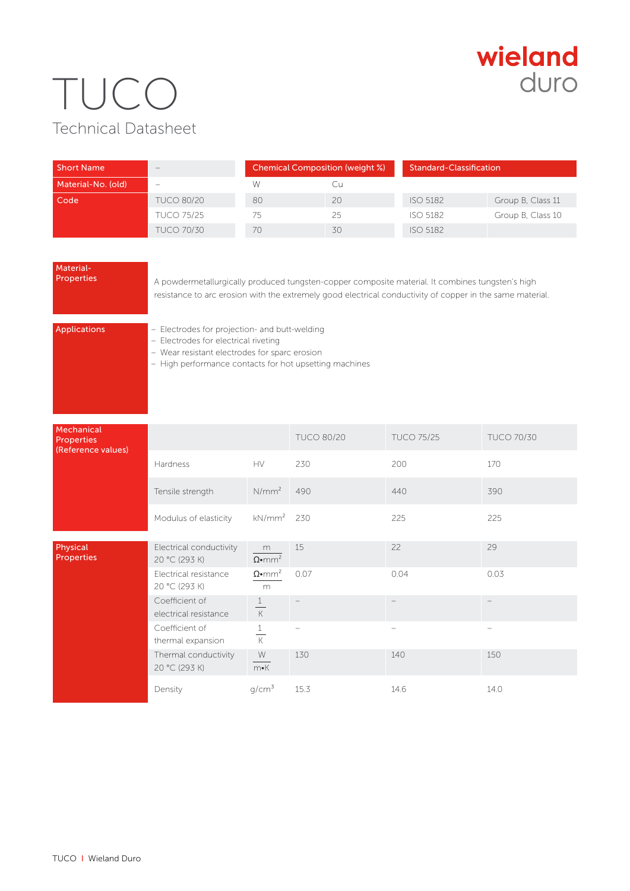# TUCO

Technical Datasheet

wieland duro

| Short Name | – | Chemical Composition (weight %) | | Standard-Classification | |
|---|---|---|---|---|---|
| Material-No. (old) | – | W | Cu | | |
| Code | TUCO 80/20 | 80 | 20 | ISO 5182 | Group B, Class 11 |
| | TUCO 75/25 | 75 | 25 | ISO 5182 | Group B, Class 10 |
| | TUCO 70/30 | 70 | 30 | ISO 5182 | |

## Material-Properties

A powdermetallurgically produced tungsten-copper composite material. It combines tungsten's high resistance to arc erosion with the extremely good electrical conductivity of copper in the same material.

## Applications

- Electrodes for projection- and butt-welding
- Electrodes for electrical riveting
- Wear resistant electrodes for sparc erosion
- High performance contacts for hot upsetting machines

## Mechanical Properties (Reference values)

| | | TUCO 80/20 | TUCO 75/25 | TUCO 70/30 |
|---|---|---|---|---|
| Hardness | HV | 230 | 200 | 170 |
| Tensile strength | $N/mm^2$ | 490 | 440 | 390 |
| Modulus of elasticity | $kN/mm^2$ | 230 | 225 | 225 |

## Physical Properties

| | | TUCO 80/20 | TUCO 75/25 | TUCO 70/30 |
|---|---|---|---|---|
| Electrical conductivity 20 °C (293 K) | $\frac{m}{\Omega \cdot mm^2}$ | 15 | 22 | 29 |
| Electrical resistance 20 °C (293 K) | $\frac{\Omega \cdot mm^2}{m}$ | 0.07 | 0.04 | 0.03 |
| Coefficient of electrical resistance | $\frac{1}{K}$ | – | – | – |
| Coefficient of thermal expansion | $\frac{1}{K}$ | – | – | – |
| Thermal conductivity 20 °C (293 K) | $\frac{W}{m \cdot K}$ | 130 | 140 | 150 |
| Density | $g/cm^3$ | 15.3 | 14.6 | 14.0 |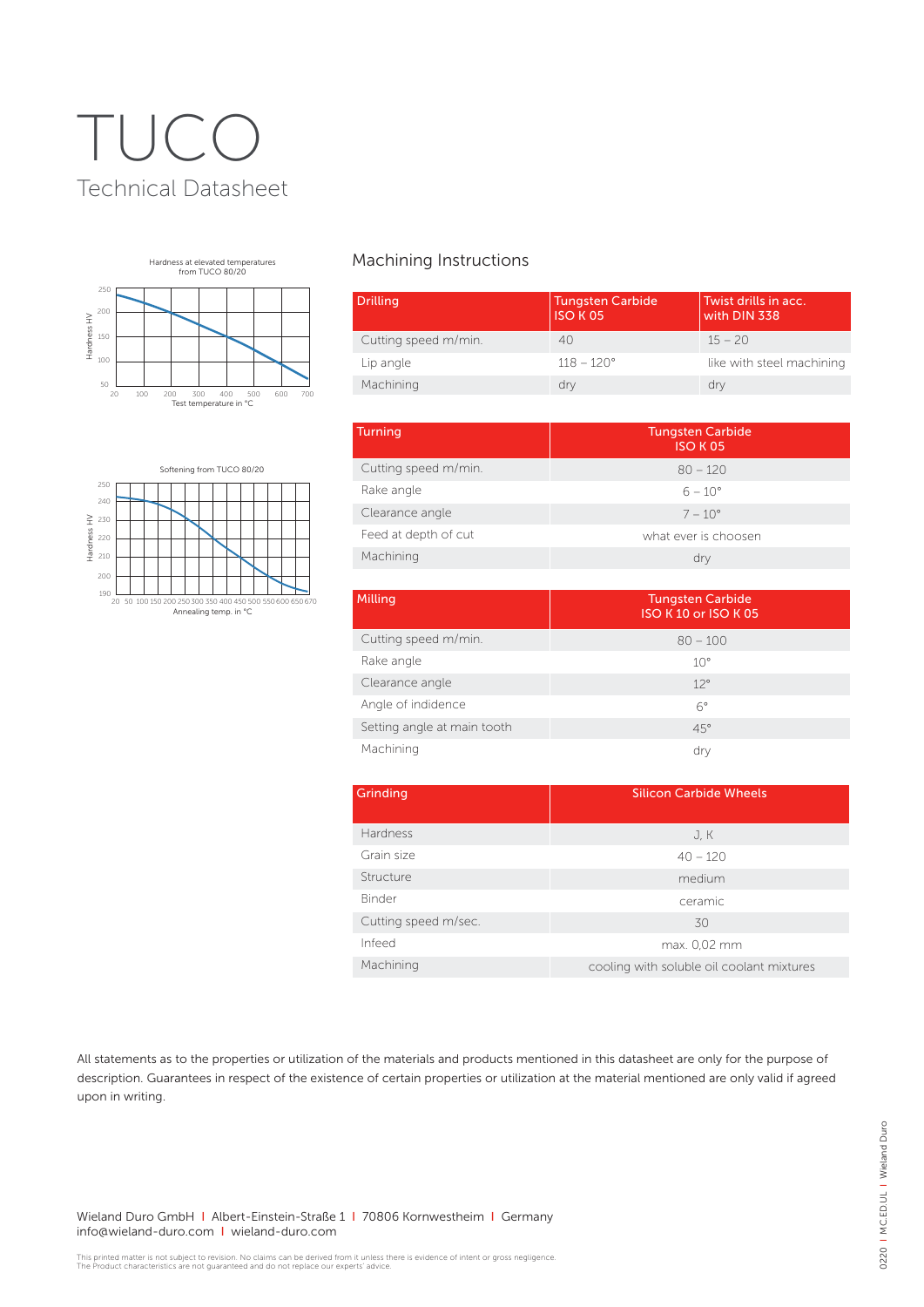# TUCO

## Technical Datasheet

Hardness at elevated temperatures from TUCO 80/20

Hardness HV

250
200
150
100
50

20 100 200 300 400 500 600 700

Test temperature in °C

Softening from TUCO 80/20

Hardness HV

250
240
230
220
210
200
190

20 50 100 150 200 250 300 350 400 450 500 550 600 650 670

Annealing temp. in °C

## Machining Instructions

| Drilling | Tungsten Carbide ISO K 05 | Twist drills in acc. with DIN 338 |
|---|---|---|
| Cutting speed m/min. | 40 | 15 – 20 |
| Lip angle | 118 – 120° | like with steel machining |
| Machining | dry | dry |

| Turning | Tungsten Carbide ISO K 05 |
|---|---|
| Cutting speed m/min. | 80 – 120 |
| Rake angle | 6 – 10° |
| Clearance angle | 7 – 10° |
| Feed at depth of cut | what ever is choosen |
| Machining | dry |

| Milling | Tungsten Carbide ISO K 10 or ISO K 05 |
|---|---|
| Cutting speed m/min. | 80 – 100 |
| Rake angle | 10° |
| Clearance angle | 12° |
| Angle of indidence | 6° |
| Setting angle at main tooth | 45° |
| Machining | dry |

| Grinding | Silicon Carbide Wheels |
|---|---|
| Hardness | J, K |
| Grain size | 40 – 120 |
| Structure | medium |
| Binder | ceramic |
| Cutting speed m/sec. | 30 |
| Infeed | max. 0,02 mm |
| Machining | cooling with soluble oil coolant mixtures |

All statements as to the properties or utilization of the materials and products mentioned in this datasheet are only for the purpose of description. Guarantees in respect of the existence of certain properties or utilization at the material mentioned are only valid if agreed upon in writing.

Wieland Duro GmbH | Albert-Einstein-Straße 1 | 70806 Kornwestheim | Germany
info@wieland-duro.com | wieland-duro.com

This printed matter is not subject to revision. No claims can be derived from it unless there is evidence of intent or gross negligence.
The Product characteristics are not guaranteed and do not replace our experts' advice.

0220 | MC.ED.UL | Wieland Duro